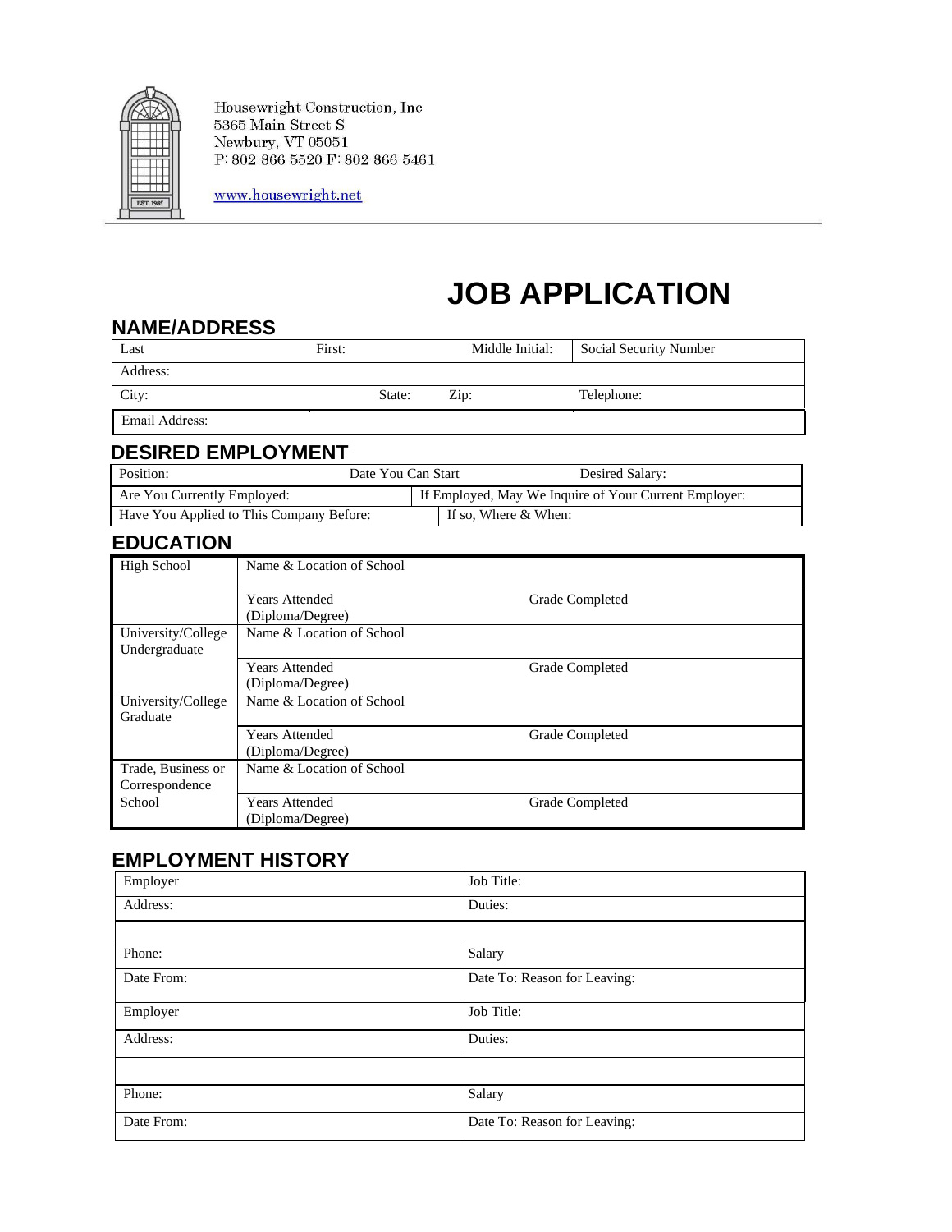Housewright Construction, Inc
5365 Main Street S
Newbury, VT 05051
P: 802-866-5520 F: 802-866-5461

www.housewright.net

# JOB APPLICATION

## NAME/ADDRESS

| Last | First: | Middle Initial: | Social Security Number |
|---|---|---|---|
| Address: | | | |
| City: | State: | Zip: | Telephone: |
| Email Address: | | | |

## DESIRED EMPLOYMENT

| Position: | Date You Can Start | Desired Salary: |
|---|---|---|
| Are You Currently Employed: | If Employed, May We Inquire of Your Current Employer: | |
| Have You Applied to This Company Before: | If so, Where & When: | |

## EDUCATION

| | | |
|---|---|---|
| High School | Name & Location of School | |
| | Years Attended (Diploma/Degree) | Grade Completed |
| University/College Undergraduate | Name & Location of School | |
| | Years Attended (Diploma/Degree) | Grade Completed |
| University/College Graduate | Name & Location of School | |
| | Years Attended (Diploma/Degree) | Grade Completed |
| Trade, Business or Correspondence School | Name & Location of School | |
| | Years Attended (Diploma/Degree) | Grade Completed |

## EMPLOYMENT HISTORY

| | |
|---|---|
| Employer | Job Title: |
| Address: | Duties: |
| | |
| Phone: | Salary |
| Date From: | Date To: Reason for Leaving: |
| Employer | Job Title: |
| Address: | Duties: |
| | |
| Phone: | Salary |
| Date From: | Date To: Reason for Leaving: |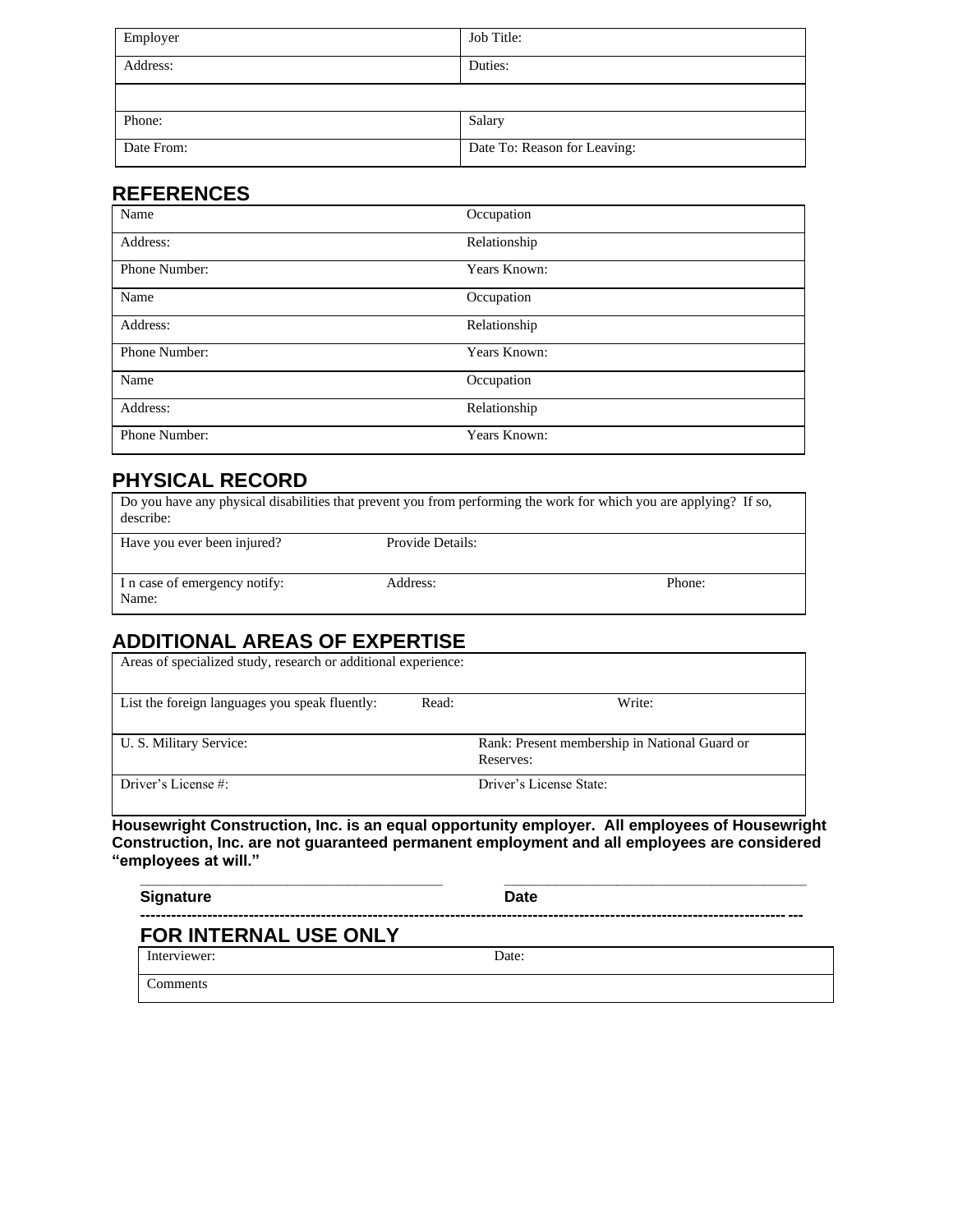| | |
|---|---|
| Employer | Job Title: |
| Address: | Duties: |
| | |
| Phone: | Salary |
| Date From: | Date To: Reason for Leaving: |

## REFERENCES

| | |
|---|---|
| Name | Occupation |
| Address: | Relationship |
| Phone Number: | Years Known: |
| Name | Occupation |
| Address: | Relationship |
| Phone Number: | Years Known: |
| Name | Occupation |
| Address: | Relationship |
| Phone Number: | Years Known: |

## PHYSICAL RECORD

| | | |
|---|---|---|
| Do you have any physical disabilities that prevent you from performing the work for which you are applying? If so, describe: | | |
| Have you ever been injured? | Provide Details: | |
| I n case of emergency notify: Name: | Address: | Phone: |

## ADDITIONAL AREAS OF EXPERTISE

| | | |
|---|---|---|
| Areas of specialized study, research or additional experience: | | |
| List the foreign languages you speak fluently: | Read: | Write: |
| U. S. Military Service: | Rank: Present membership in National Guard or Reserves: | |
| Driver's License #: | Driver's License State: | |

**Housewright Construction, Inc. is an equal opportunity employer. All employees of Housewright Construction, Inc. are not guaranteed permanent employment and all employees are considered "employees at will."**

\_\_\_\_\_\_\_\_\_\_\_\_\_\_\_\_\_\_\_\_\_\_\_\_\_\_\_\_\_\_\_\_\_\_\_\_\_\_ \_\_\_\_\_\_\_\_\_\_\_\_\_\_\_\_\_\_\_\_\_\_\_\_\_\_\_\_\_\_\_\_\_\_\_\_\_\_

**Signature** **Date**

---

## FOR INTERNAL USE ONLY

| | |
|---|---|
| Interviewer: | Date: |
| Comments | |